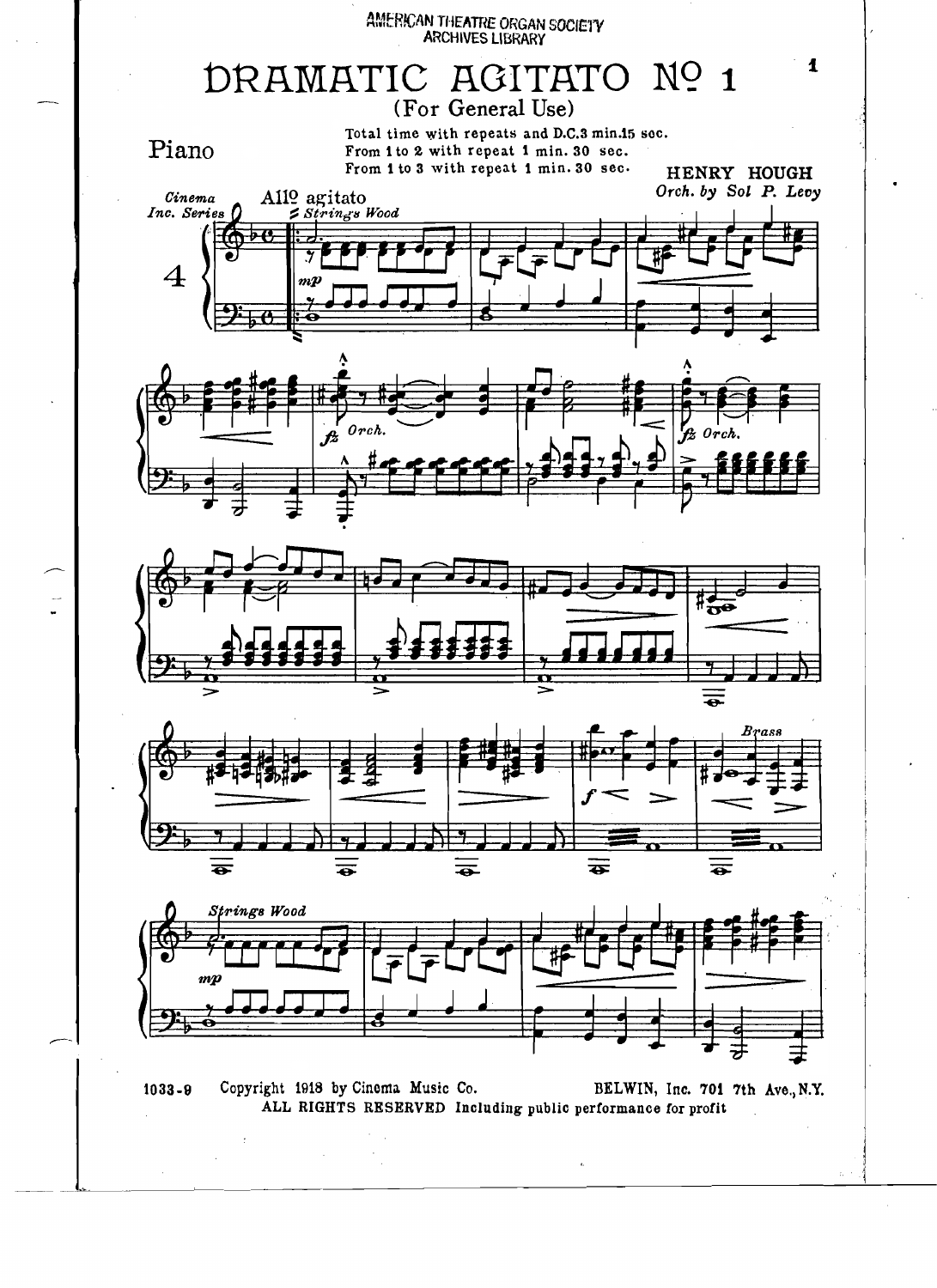AMERICAN THEATRE ORGAN SOCIETY
ARCHIVES LIBRARY

# DRAMATIC AGITATO Nº 1

(For General Use)

Piano

Total time with repeats and D.C. 3 min. 15 sec.
From 1 to 2 with repeat 1 min. 30 sec.
From 1 to 3 with repeat 1 min. 30 sec.

HENRY HOUGH
*Orch. by Sol P. Levy*

*Cinema Inc. Series* 4

1033-9 Copyright 1918 by Cinema Music Co. BELWIN, Inc. 701 7th Ave., N.Y.
ALL RIGHTS RESERVED Including public performance for profit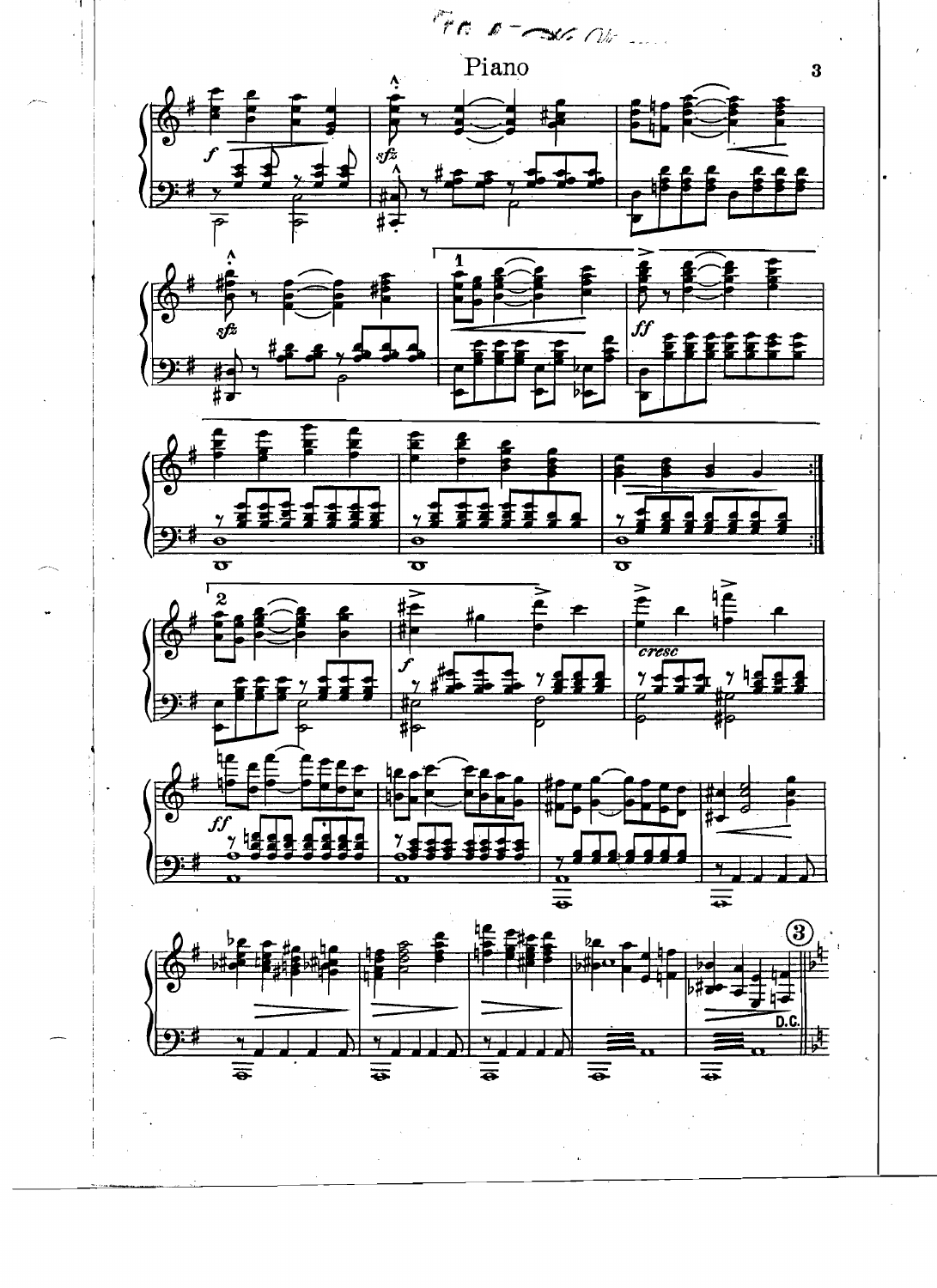# Piano